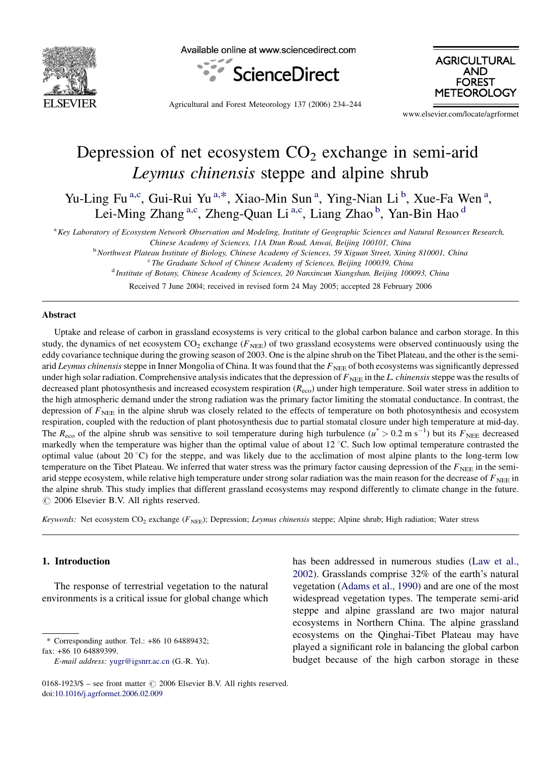# Depression of net ecosystem $CO_2$ exchange in semi-arid *Leymus chinensis* steppe and alpine shrub

Yu-Ling Fu [a,c], Gui-Rui Yu [a,*], Xiao-Min Sun [a], Ying-Nian Li [b], Xue-Fa Wen [a], Lei-Ming Zhang [a,c], Zheng-Quan Li [a,c], Liang Zhao [b], Yan-Bin Hao [d]

[a] *Key Laboratory of Ecosystem Network Observation and Modeling, Institute of Geographic Sciences and Natural Resources Research, Chinese Academy of Sciences, 11A Dtun Road, Anwai, Beijing 100101, China*

[b] *Northwest Plateau Institute of Biology, Chinese Academy of Sciences, 59 Xiguan Street, Xining 810001, China*

[c] *The Graduate School of Chinese Academy of Sciences, Beijing 100039, China*

[d] *Institute of Botany, Chinese Academy of Sciences, 20 Nanxincun Xiangshan, Beijing 100093, China*

Received 7 June 2004; received in revised form 24 May 2005; accepted 28 February 2006

## Abstract

Uptake and release of carbon in grassland ecosystems is very critical to the global carbon balance and carbon storage. In this study, the dynamics of net ecosystem $CO_2$ exchange ($F_{NEE}$) of two grassland ecosystems were observed continuously using the eddy covariance technique during the growing season of 2003. One is the alpine shrub on the Tibet Plateau, and the other is the semi-arid *Leymus chinensis* steppe in Inner Mongolia of China. It was found that the $F_{NEE}$ of both ecosystems was significantly depressed under high solar radiation. Comprehensive analysis indicates that the depression of $F_{NEE}$ in the *L. chinensis* steppe was the results of decreased plant photosynthesis and increased ecosystem respiration ($R_{eco}$) under high temperature. Soil water stress in addition to the high atmospheric demand under the strong radiation was the primary factor limiting the stomatal conductance. In contrast, the depression of $F_{NEE}$ in the alpine shrub was closely related to the effects of temperature on both photosynthesis and ecosystem respiration, coupled with the reduction of plant photosynthesis due to partial stomatal closure under high temperature at mid-day. The $R_{eco}$ of the alpine shrub was sensitive to soil temperature during high turbulence ($u^* > 0.2$ m s$^{-1}$) but its $F_{NEE}$ decreased markedly when the temperature was higher than the optimal value of about 12 °C. Such low optimal temperature contrasted the optimal value (about 20 °C) for the steppe, and was likely due to the acclimation of most alpine plants to the long-term low temperature on the Tibet Plateau. We inferred that water stress was the primary factor causing depression of the $F_{NEE}$ in the semi-arid steppe ecosystem, while relative high temperature under strong solar radiation was the main reason for the decrease of $F_{NEE}$ in the alpine shrub. This study implies that different grassland ecosystems may respond differently to climate change in the future.
© 2006 Elsevier B.V. All rights reserved.

*Keywords:* Net ecosystem $CO_2$ exchange ($F_{NEE}$); Depression; *Leymus chinensis* steppe; Alpine shrub; High radiation; Water stress

## 1. Introduction

The response of terrestrial vegetation to the natural environments is a critical issue for global change which has been addressed in numerous studies (Law et al., 2002). Grasslands comprise 32% of the earth's natural vegetation (Adams et al., 1990) and are one of the most widespread vegetation types. The temperate semi-arid steppe and alpine grassland are two major natural ecosystems in Northern China. The alpine grassland ecosystems on the Qinghai-Tibet Plateau may have played a significant role in balancing the global carbon budget because of the high carbon storage in these

\* Corresponding author. Tel.: +86 10 64889432; fax: +86 10 64889399.
*E-mail address:* yugr@igsnrr.ac.cn (G.-R. Yu).

0168-1923/$ – see front matter © 2006 Elsevier B.V. All rights reserved.
doi:10.1016/j.agrformet.2006.02.009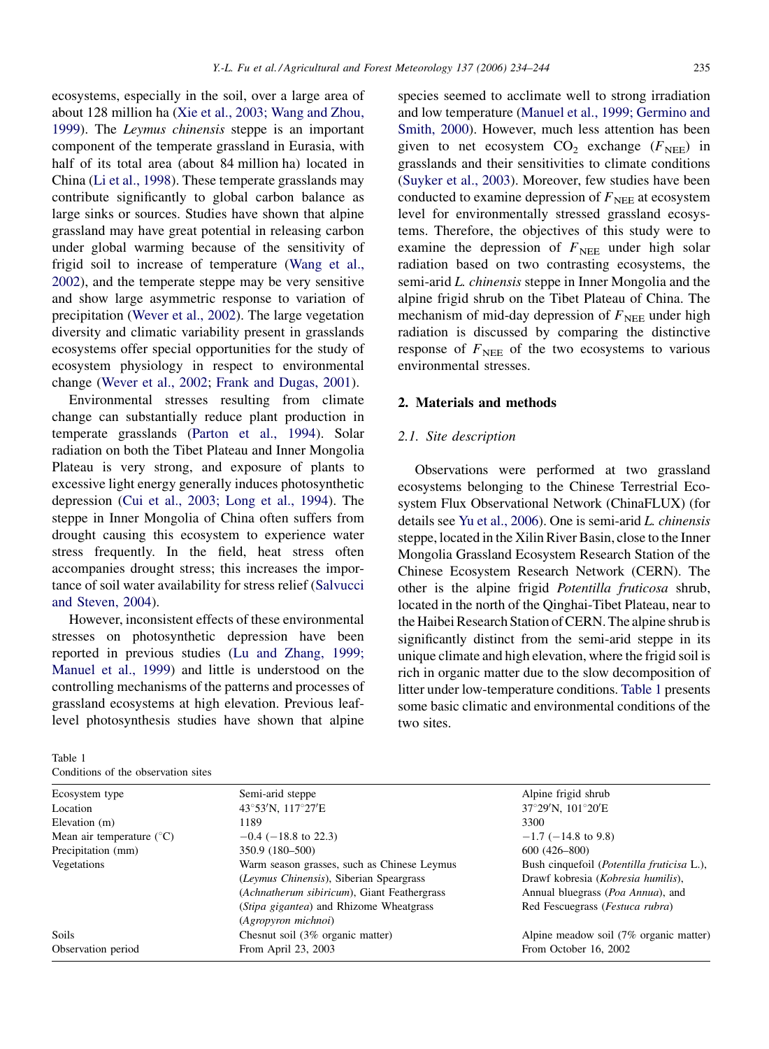ecosystems, especially in the soil, over a large area of about 128 million ha (Xie et al., 2003; Wang and Zhou, 1999). The *Leymus chinensis* steppe is an important component of the temperate grassland in Eurasia, with half of its total area (about 84 million ha) located in China (Li et al., 1998). These temperate grasslands may contribute significantly to global carbon balance as large sinks or sources. Studies have shown that alpine grassland may have great potential in releasing carbon under global warming because of the sensitivity of frigid soil to increase of temperature (Wang et al., 2002), and the temperate steppe may be very sensitive and show large asymmetric response to variation of precipitation (Wever et al., 2002). The large vegetation diversity and climatic variability present in grasslands ecosystems offer special opportunities for the study of ecosystem physiology in respect to environmental change (Wever et al., 2002; Frank and Dugas, 2001).

Environmental stresses resulting from climate change can substantially reduce plant production in temperate grasslands (Parton et al., 1994). Solar radiation on both the Tibet Plateau and Inner Mongolia Plateau is very strong, and exposure of plants to excessive light energy generally induces photosynthetic depression (Cui et al., 2003; Long et al., 1994). The steppe in Inner Mongolia of China often suffers from drought causing this ecosystem to experience water stress frequently. In the field, heat stress often accompanies drought stress; this increases the importance of soil water availability for stress relief (Salvucci and Steven, 2004).

However, inconsistent effects of these environmental stresses on photosynthetic depression have been reported in previous studies (Lu and Zhang, 1999; Manuel et al., 1999) and little is understood on the controlling mechanisms of the patterns and processes of grassland ecosystems at high elevation. Previous leaf-level photosynthesis studies have shown that alpine species seemed to acclimate well to strong irradiation and low temperature (Manuel et al., 1999; Germino and Smith, 2000). However, much less attention has been given to net ecosystem $CO_2$ exchange ($F_{NEE}$) in grasslands and their sensitivities to climate conditions (Suyker et al., 2003). Moreover, few studies have been conducted to examine depression of $F_{NEE}$ at ecosystem level for environmentally stressed grassland ecosystems. Therefore, the objectives of this study were to examine the depression of $F_{NEE}$ under high solar radiation based on two contrasting ecosystems, the semi-arid *L. chinensis* steppe in Inner Mongolia and the alpine frigid shrub on the Tibet Plateau of China. The mechanism of mid-day depression of $F_{NEE}$ under high radiation is discussed by comparing the distinctive response of $F_{NEE}$ of the two ecosystems to various environmental stresses.

## 2. Materials and methods

### 2.1. Site description

Observations were performed at two grassland ecosystems belonging to the Chinese Terrestrial Ecosystem Flux Observational Network (ChinaFLUX) (for details see Yu et al., 2006). One is semi-arid *L. chinensis* steppe, located in the Xilin River Basin, close to the Inner Mongolia Grassland Ecosystem Research Station of the Chinese Ecosystem Research Network (CERN). The other is the alpine frigid *Potentilla fruticosa* shrub, located in the north of the Qinghai-Tibet Plateau, near to the Haibei Research Station of CERN. The alpine shrub is significantly distinct from the semi-arid steppe in its unique climate and high elevation, where the frigid soil is rich in organic matter due to the slow decomposition of litter under low-temperature conditions. Table 1 presents some basic climatic and environmental conditions of the two sites.

Table 1
Conditions of the observation sites

| Ecosystem type | Semi-arid steppe | Alpine frigid shrub |
|---|---|---|
| Location | 43°53′N, 117°27′E | 37°29′N, 101°20′E |
| Elevation (m) | 1189 | 3300 |
| Mean air temperature (°C) | −0.4 (−18.8 to 22.3) | −1.7 (−14.8 to 9.8) |
| Precipitation (mm) | 350.9 (180–500) | 600 (426–800) |
| Vegetations | Warm season grasses, such as Chinese Leymus (*Leymus Chinensis*), Siberian Speargrass (*Achnatherum sibiricum*), Giant Feathergrass (*Stipa gigantea*) and Rhizome Wheatgrass (*Agropyron michnoi*) | Bush cinquefoil (*Potentilla fruticisa* L.), Drawf kobresia (*Kobresia humilis*), Annual bluegrass (*Poa Annua*), and Red Fescuegrass (*Festuca rubra*) |
| Soils | Chesnut soil (3% organic matter) | Alpine meadow soil (7% organic matter) |
| Observation period | From April 23, 2003 | From October 16, 2002 |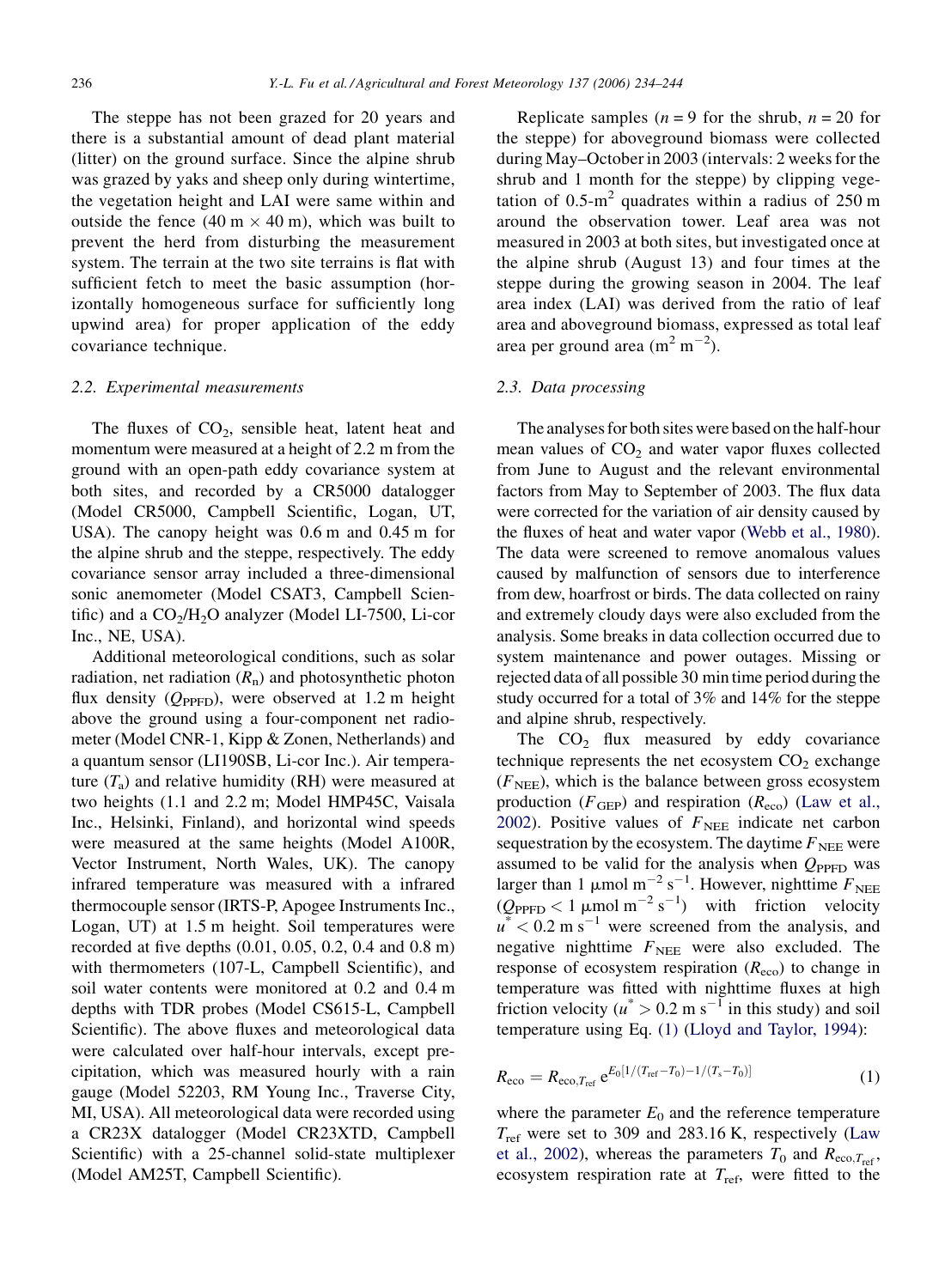The steppe has not been grazed for 20 years and there is a substantial amount of dead plant material (litter) on the ground surface. Since the alpine shrub was grazed by yaks and sheep only during wintertime, the vegetation height and LAI were same within and outside the fence (40 m × 40 m), which was built to prevent the herd from disturbing the measurement system. The terrain at the two site terrains is flat with sufficient fetch to meet the basic assumption (horizontally homogeneous surface for sufficiently long upwind area) for proper application of the eddy covariance technique.

### 2.2. Experimental measurements

The fluxes of $CO_2$, sensible heat, latent heat and momentum were measured at a height of 2.2 m from the ground with an open-path eddy covariance system at both sites, and recorded by a CR5000 datalogger (Model CR5000, Campbell Scientific, Logan, UT, USA). The canopy height was 0.6 m and 0.45 m for the alpine shrub and the steppe, respectively. The eddy covariance sensor array included a three-dimensional sonic anemometer (Model CSAT3, Campbell Scientific) and a $CO_2$/$H_2O$ analyzer (Model LI-7500, Li-cor Inc., NE, USA).

Additional meteorological conditions, such as solar radiation, net radiation ($R_n$) and photosynthetic photon flux density ($Q_{PPFD}$), were observed at 1.2 m height above the ground using a four-component net radiometer (Model CNR-1, Kipp & Zonen, Netherlands) and a quantum sensor (LI190SB, Li-cor Inc.). Air temperature ($T_a$) and relative humidity (RH) were measured at two heights (1.1 and 2.2 m; Model HMP45C, Vaisala Inc., Helsinki, Finland), and horizontal wind speeds were measured at the same heights (Model A100R, Vector Instrument, North Wales, UK). The canopy infrared temperature was measured with a infrared thermocouple sensor (IRTS-P, Apogee Instruments Inc., Logan, UT) at 1.5 m height. Soil temperatures were recorded at five depths (0.01, 0.05, 0.2, 0.4 and 0.8 m) with thermometers (107-L, Campbell Scientific), and soil water contents were monitored at 0.2 and 0.4 m depths with TDR probes (Model CS615-L, Campbell Scientific). The above fluxes and meteorological data were calculated over half-hour intervals, except precipitation, which was measured hourly with a rain gauge (Model 52203, RM Young Inc., Traverse City, MI, USA). All meteorological data were recorded using a CR23X datalogger (Model CR23XTD, Campbell Scientific) with a 25-channel solid-state multiplexer (Model AM25T, Campbell Scientific).

Replicate samples ($n = 9$ for the shrub, $n = 20$ for the steppe) for aboveground biomass were collected during May–October in 2003 (intervals: 2 weeks for the shrub and 1 month for the steppe) by clipping vegetation of 0.5-$m^2$ quadrates within a radius of 250 m around the observation tower. Leaf area was not measured in 2003 at both sites, but investigated once at the alpine shrub (August 13) and four times at the steppe during the growing season in 2004. The leaf area index (LAI) was derived from the ratio of leaf area and aboveground biomass, expressed as total leaf area per ground area ($m^2\ m^{-2}$).

### 2.3. Data processing

The analyses for both sites were based on the half-hour mean values of $CO_2$ and water vapor fluxes collected from June to August and the relevant environmental factors from May to September of 2003. The flux data were corrected for the variation of air density caused by the fluxes of heat and water vapor (Webb et al., 1980). The data were screened to remove anomalous values caused by malfunction of sensors due to interference from dew, hoarfrost or birds. The data collected on rainy and extremely cloudy days were also excluded from the analysis. Some breaks in data collection occurred due to system maintenance and power outages. Missing or rejected data of all possible 30 min time period during the study occurred for a total of 3% and 14% for the steppe and alpine shrub, respectively.

The $CO_2$ flux measured by eddy covariance technique represents the net ecosystem $CO_2$ exchange ($F_{NEE}$), which is the balance between gross ecosystem production ($F_{GEP}$) and respiration ($R_{eco}$) (Law et al., 2002). Positive values of $F_{NEE}$ indicate net carbon sequestration by the ecosystem. The daytime $F_{NEE}$ were assumed to be valid for the analysis when $Q_{PPFD}$ was larger than 1 $\mu$mol $m^{-2}\ s^{-1}$. However, nighttime $F_{NEE}$ ($Q_{PPFD} < 1\ \mu mol\ m^{-2}\ s^{-1}$) with friction velocity $u^* < 0.2\ m\ s^{-1}$ were screened from the analysis, and negative nighttime $F_{NEE}$ were also excluded. The response of ecosystem respiration ($R_{eco}$) to change in temperature was fitted with nighttime fluxes at high friction velocity ($u^* > 0.2\ m\ s^{-1}$ in this study) and soil temperature using Eq. (1) (Lloyd and Taylor, 1994):

$$R_{eco} = R_{eco,T_{ref}}\, e^{E_0[1/(T_{ref}-T_0)-1/(T_s-T_0)]} \qquad (1)$$

where the parameter $E_0$ and the reference temperature $T_{ref}$ were set to 309 and 283.16 K, respectively (Law et al., 2002), whereas the parameters $T_0$ and $R_{eco,T_{ref}}$, ecosystem respiration rate at $T_{ref}$, were fitted to the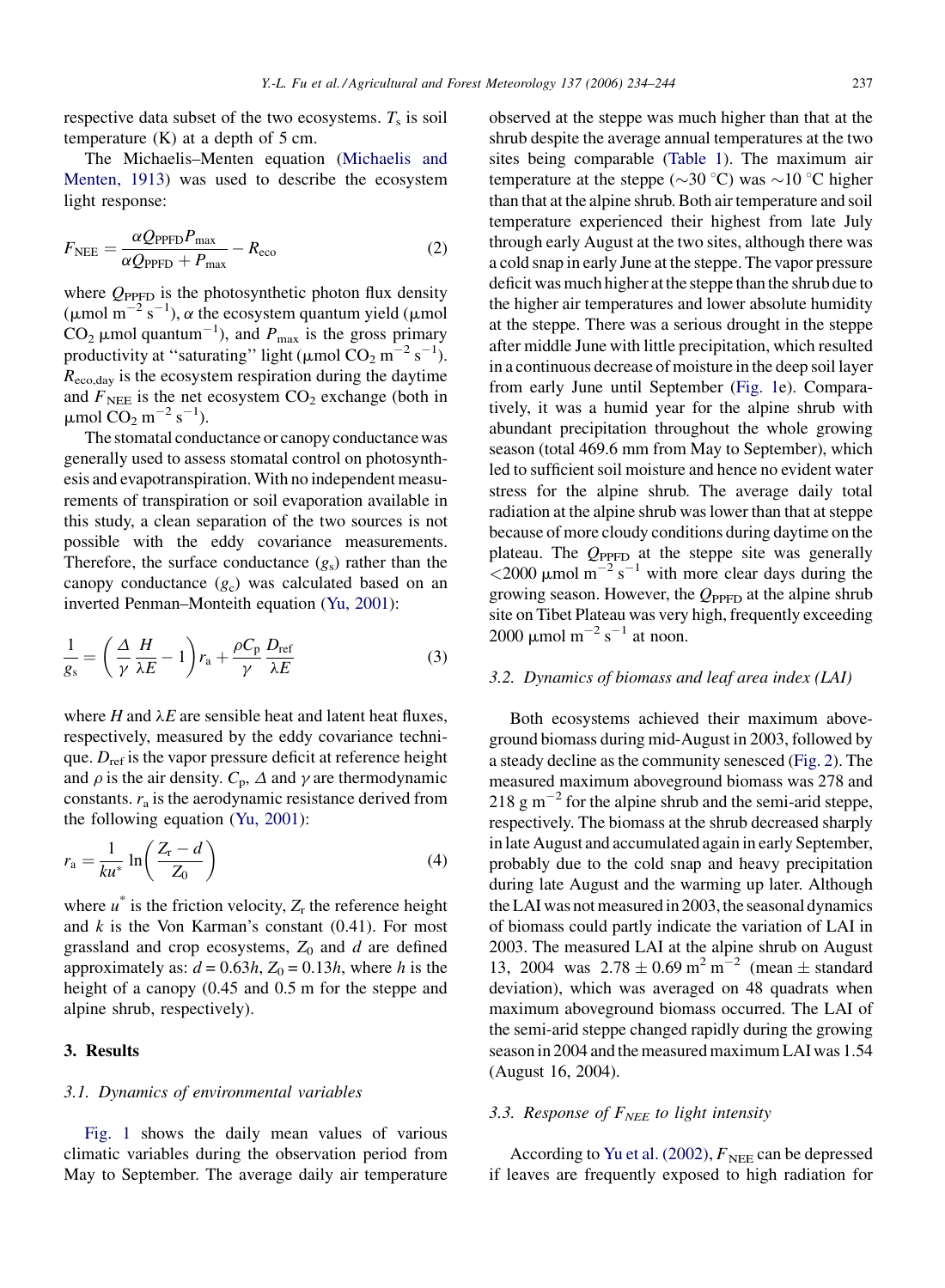respective data subset of the two ecosystems. $T_s$ is soil temperature (K) at a depth of 5 cm.

The Michaelis–Menten equation (Michaelis and Menten, 1913) was used to describe the ecosystem light response:

$$F_{\mathrm{NEE}} = \frac{\alpha Q_{\mathrm{PPFD}} P_{\max}}{\alpha Q_{\mathrm{PPFD}} + P_{\max}} - R_{\mathrm{eco}} \tag{2}$$

where $Q_{\mathrm{PPFD}}$ is the photosynthetic photon flux density ($\mu$mol m$^{-2}$ s$^{-1}$), $\alpha$ the ecosystem quantum yield ($\mu$mol $CO_2$ $\mu$mol quantum$^{-1}$), and $P_{\max}$ is the gross primary productivity at "saturating" light ($\mu$mol $CO_2$ m$^{-2}$ s$^{-1}$). $R_{\mathrm{eco,day}}$ is the ecosystem respiration during the daytime and $F_{\mathrm{NEE}}$ is the net ecosystem $CO_2$ exchange (both in $\mu$mol $CO_2$ m$^{-2}$ s$^{-1}$).

The stomatal conductance or canopy conductance was generally used to assess stomatal control on photosynthesis and evapotranspiration. With no independent measurements of transpiration or soil evaporation available in this study, a clean separation of the two sources is not possible with the eddy covariance measurements. Therefore, the surface conductance ($g_s$) rather than the canopy conductance ($g_c$) was calculated based on an inverted Penman–Monteith equation (Yu, 2001):

$$\frac{1}{g_s} = \left(\frac{\Delta}{\gamma}\frac{H}{\lambda E} - 1\right) r_a + \frac{\rho C_p}{\gamma}\frac{D_{\mathrm{ref}}}{\lambda E} \tag{3}$$

where $H$ and $\lambda E$ are sensible heat and latent heat fluxes, respectively, measured by the eddy covariance technique. $D_{\mathrm{ref}}$ is the vapor pressure deficit at reference height and $\rho$ is the air density. $C_p$, $\Delta$ and $\gamma$ are thermodynamic constants. $r_a$ is the aerodynamic resistance derived from the following equation (Yu, 2001):

$$r_a = \frac{1}{ku^*} \ln\left(\frac{Z_r - d}{Z_0}\right) \tag{4}$$

where $u^*$ is the friction velocity, $Z_r$ the reference height and $k$ is the Von Karman's constant (0.41). For most grassland and crop ecosystems, $Z_0$ and $d$ are defined approximately as: $d = 0.63h$, $Z_0 = 0.13h$, where $h$ is the height of a canopy (0.45 and 0.5 m for the steppe and alpine shrub, respectively).

## 3. Results

### 3.1. Dynamics of environmental variables

Fig. 1 shows the daily mean values of various climatic variables during the observation period from May to September. The average daily air temperature observed at the steppe was much higher than that at the shrub despite the average annual temperatures at the two sites being comparable (Table 1). The maximum air temperature at the steppe (~30 °C) was ~10 °C higher than that at the alpine shrub. Both air temperature and soil temperature experienced their highest from late July through early August at the two sites, although there was a cold snap in early June at the steppe. The vapor pressure deficit was much higher at the steppe than the shrub due to the higher air temperatures and lower absolute humidity at the steppe. There was a serious drought in the steppe after middle June with little precipitation, which resulted in a continuous decrease of moisture in the deep soil layer from early June until September (Fig. 1e). Comparatively, it was a humid year for the alpine shrub with abundant precipitation throughout the whole growing season (total 469.6 mm from May to September), which led to sufficient soil moisture and hence no evident water stress for the alpine shrub. The average daily total radiation at the alpine shrub was lower than that at steppe because of more cloudy conditions during daytime on the plateau. The $Q_{\mathrm{PPFD}}$ at the steppe site was generally <2000 $\mu$mol m$^{-2}$ s$^{-1}$ with more clear days during the growing season. However, the $Q_{\mathrm{PPFD}}$ at the alpine shrub site on Tibet Plateau was very high, frequently exceeding 2000 $\mu$mol m$^{-2}$ s$^{-1}$ at noon.

### 3.2. Dynamics of biomass and leaf area index (LAI)

Both ecosystems achieved their maximum aboveground biomass during mid-August in 2003, followed by a steady decline as the community senesced (Fig. 2). The measured maximum aboveground biomass was 278 and 218 g m$^{-2}$ for the alpine shrub and the semi-arid steppe, respectively. The biomass at the shrub decreased sharply in late August and accumulated again in early September, probably due to the cold snap and heavy precipitation during late August and the warming up later. Although the LAI was not measured in 2003, the seasonal dynamics of biomass could partly indicate the variation of LAI in 2003. The measured LAI at the alpine shrub on August 13, 2004 was $2.78 \pm 0.69$ m$^2$ m$^{-2}$ (mean ± standard deviation), which was averaged on 48 quadrats when maximum aboveground biomass occurred. The LAI of the semi-arid steppe changed rapidly during the growing season in 2004 and the measured maximum LAI was 1.54 (August 16, 2004).

### 3.3. Response of $F_{NEE}$ to light intensity

According to Yu et al. (2002), $F_{\mathrm{NEE}}$ can be depressed if leaves are frequently exposed to high radiation for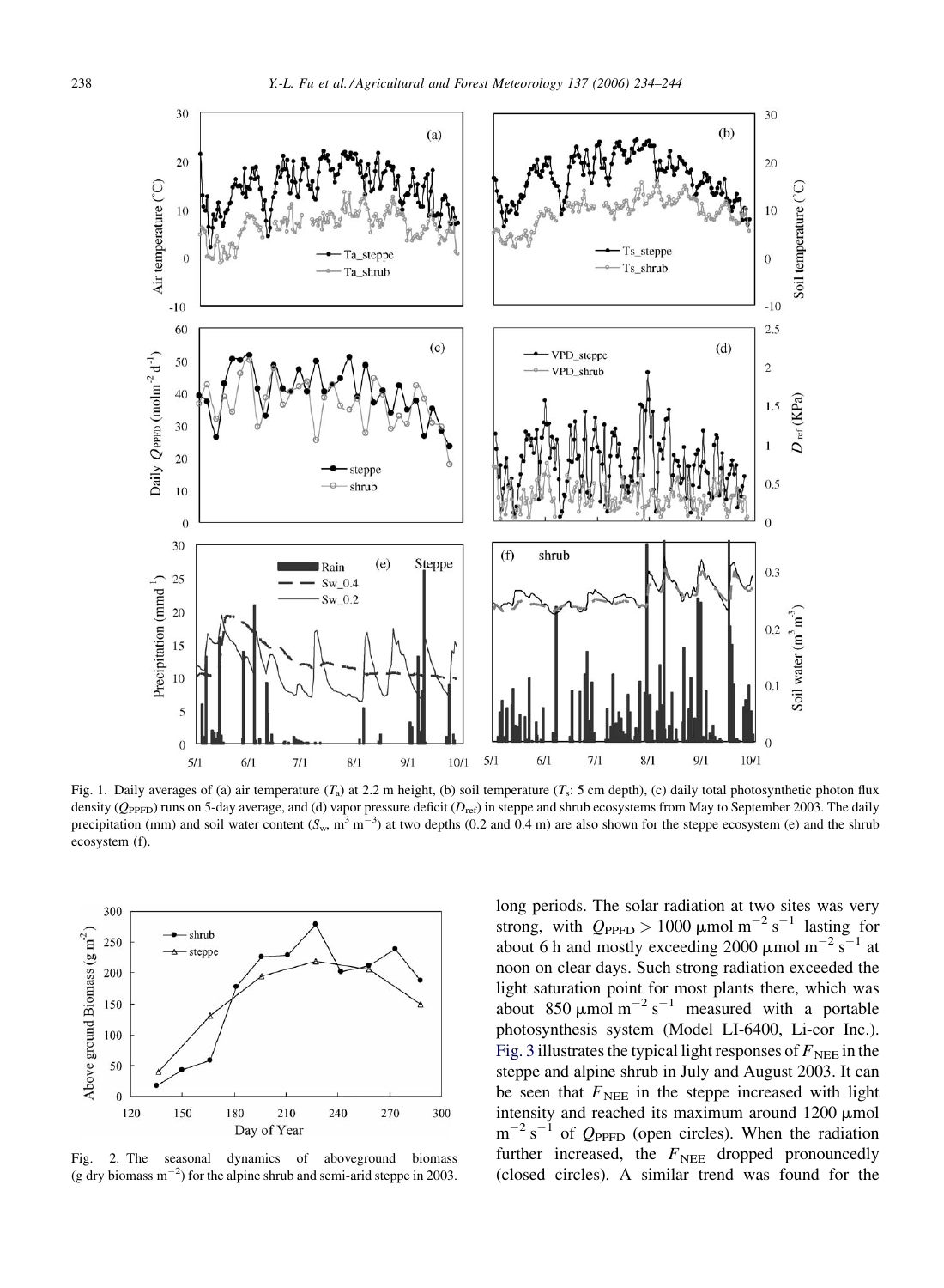Fig. 1. Daily averages of (a) air temperature ($T_a$) at 2.2 m height, (b) soil temperature ($T_s$: 5 cm depth), (c) daily total photosynthetic photon flux density ($Q_{PPFD}$) runs on 5-day average, and (d) vapor pressure deficit ($D_{ref}$) in steppe and shrub ecosystems from May to September 2003. The daily precipitation (mm) and soil water content ($S_w$, $m^3\ m^{-3}$) at two depths (0.2 and 0.4 m) are also shown for the steppe ecosystem (e) and the shrub ecosystem (f).

Fig. 2. The seasonal dynamics of aboveground biomass (g dry biomass $m^{-2}$) for the alpine shrub and semi-arid steppe in 2003.

long periods. The solar radiation at two sites was very strong, with $Q_{PPFD} > 1000\ \mu mol\ m^{-2}\ s^{-1}$ lasting for about 6 h and mostly exceeding $2000\ \mu mol\ m^{-2}\ s^{-1}$ at noon on clear days. Such strong radiation exceeded the light saturation point for most plants there, which was about $850\ \mu mol\ m^{-2}\ s^{-1}$ measured with a portable photosynthesis system (Model LI-6400, Li-cor Inc.). Fig. 3 illustrates the typical light responses of $F_{NEE}$ in the steppe and alpine shrub in July and August 2003. It can be seen that $F_{NEE}$ in the steppe increased with light intensity and reached its maximum around $1200\ \mu mol\ m^{-2}\ s^{-1}$ of $Q_{PPFD}$ (open circles). When the radiation further increased, the $F_{NEE}$ dropped pronouncedly (closed circles). A similar trend was found for the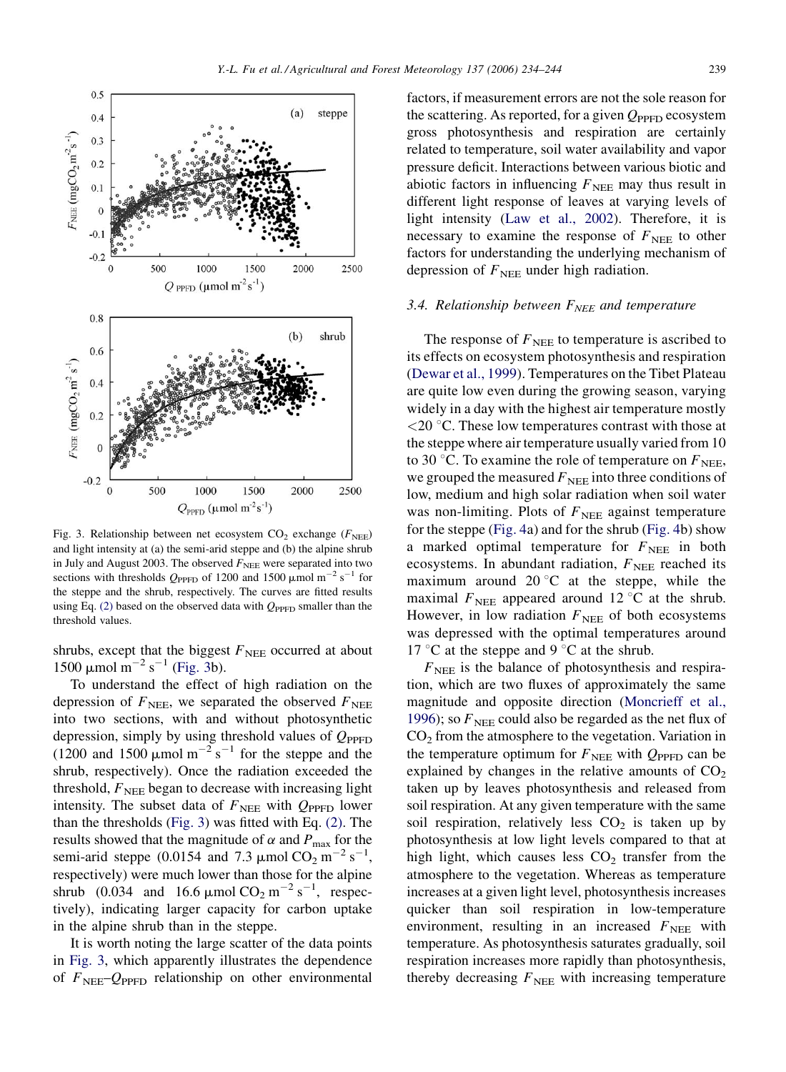Fig. 3. Relationship between net ecosystem $CO_2$ exchange ($F_{NEE}$) and light intensity at (a) the semi-arid steppe and (b) the alpine shrub in July and August 2003. The observed $F_{NEE}$ were separated into two sections with thresholds $Q_{PPFD}$ of 1200 and 1500 μmol $m^{-2}$ $s^{-1}$ for the steppe and the shrub, respectively. The curves are fitted results using Eq. (2) based on the observed data with $Q_{PPFD}$ smaller than the threshold values.

shrubs, except that the biggest $F_{NEE}$ occurred at about 1500 μmol $m^{-2}$ $s^{-1}$ (Fig. 3b).

To understand the effect of high radiation on the depression of $F_{NEE}$, we separated the observed $F_{NEE}$ into two sections, with and without photosynthetic depression, simply by using threshold values of $Q_{PPFD}$ (1200 and 1500 μmol $m^{-2}$ $s^{-1}$ for the steppe and the shrub, respectively). Once the radiation exceeded the threshold, $F_{NEE}$ began to decrease with increasing light intensity. The subset data of $F_{NEE}$ with $Q_{PPFD}$ lower than the thresholds (Fig. 3) was fitted with Eq. (2). The results showed that the magnitude of $\alpha$ and $P_{max}$ for the semi-arid steppe (0.0154 and 7.3 μmol $CO_2$ $m^{-2}$ $s^{-1}$, respectively) were much lower than those for the alpine shrub (0.034 and 16.6 μmol $CO_2$ $m^{-2}$ $s^{-1}$, respectively), indicating larger capacity for carbon uptake in the alpine shrub than in the steppe.

It is worth noting the large scatter of the data points in Fig. 3, which apparently illustrates the dependence of $F_{NEE}$–$Q_{PPFD}$ relationship on other environmental factors, if measurement errors are not the sole reason for the scattering. As reported, for a given $Q_{PPFD}$ ecosystem gross photosynthesis and respiration are certainly related to temperature, soil water availability and vapor pressure deficit. Interactions between various biotic and abiotic factors in influencing $F_{NEE}$ may thus result in different light response of leaves at varying levels of light intensity (Law et al., 2002). Therefore, it is necessary to examine the response of $F_{NEE}$ to other factors for understanding the underlying mechanism of depression of $F_{NEE}$ under high radiation.

### 3.4. Relationship between $F_{NEE}$ and temperature

The response of $F_{NEE}$ to temperature is ascribed to its effects on ecosystem photosynthesis and respiration (Dewar et al., 1999). Temperatures on the Tibet Plateau are quite low even during the growing season, varying widely in a day with the highest air temperature mostly <20 °C. These low temperatures contrast with those at the steppe where air temperature usually varied from 10 to 30 °C. To examine the role of temperature on $F_{NEE}$, we grouped the measured $F_{NEE}$ into three conditions of low, medium and high solar radiation when soil water was non-limiting. Plots of $F_{NEE}$ against temperature for the steppe (Fig. 4a) and for the shrub (Fig. 4b) show a marked optimal temperature for $F_{NEE}$ in both ecosystems. In abundant radiation, $F_{NEE}$ reached its maximum around 20 °C at the steppe, while the maximal $F_{NEE}$ appeared around 12 °C at the shrub. However, in low radiation $F_{NEE}$ of both ecosystems was depressed with the optimal temperatures around 17 °C at the steppe and 9 °C at the shrub.

$F_{NEE}$ is the balance of photosynthesis and respiration, which are two fluxes of approximately the same magnitude and opposite direction (Moncrieff et al., 1996); so $F_{NEE}$ could also be regarded as the net flux of $CO_2$ from the atmosphere to the vegetation. Variation in the temperature optimum for $F_{NEE}$ with $Q_{PPFD}$ can be explained by changes in the relative amounts of $CO_2$ taken up by leaves photosynthesis and released from soil respiration. At any given temperature with the same soil respiration, relatively less $CO_2$ is taken up by photosynthesis at low light levels compared to that at high light, which causes less $CO_2$ transfer from the atmosphere to the vegetation. Whereas as temperature increases at a given light level, photosynthesis increases quicker than soil respiration in low-temperature environment, resulting in an increased $F_{NEE}$ with temperature. As photosynthesis saturates gradually, soil respiration increases more rapidly than photosynthesis, thereby decreasing $F_{NEE}$ with increasing temperature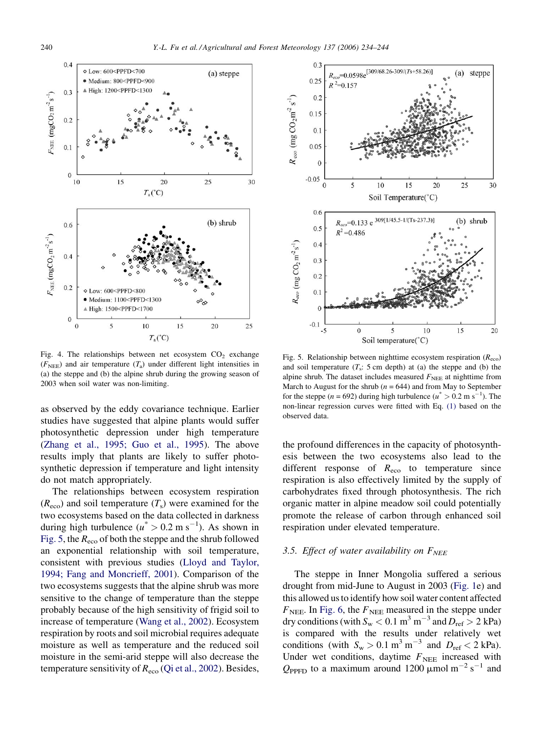Fig. 4. The relationships between net ecosystem $CO_2$ exchange ($F_{NEE}$) and air temperature ($T_a$) under different light intensities in (a) the steppe and (b) the alpine shrub during the growing season of 2003 when soil water was non-limiting.

Fig. 5. Relationship between nighttime ecosystem respiration ($R_{eco}$) and soil temperature ($T_s$: 5 cm depth) at (a) the steppe and (b) the alpine shrub. The dataset includes measured $F_{NEE}$ at nighttime from March to August for the shrub ($n = 644$) and from May to September for the steppe ($n = 692$) during high turbulence ($u^* > 0.2$ m s$^{-1}$). The non-linear regression curves were fitted with Eq. (1) based on the observed data.

as observed by the eddy covariance technique. Earlier studies have suggested that alpine plants would suffer photosynthetic depression under high temperature (Zhang et al., 1995; Guo et al., 1995). The above results imply that plants are likely to suffer photosynthetic depression if temperature and light intensity do not match appropriately.

The relationships between ecosystem respiration ($R_{eco}$) and soil temperature ($T_s$) were examined for the two ecosystems based on the data collected in darkness during high turbulence ($u^* > 0.2$ m s$^{-1}$). As shown in Fig. 5, the $R_{eco}$ of both the steppe and the shrub followed an exponential relationship with soil temperature, consistent with previous studies (Lloyd and Taylor, 1994; Fang and Moncrieff, 2001). Comparison of the two ecosystems suggests that the alpine shrub was more sensitive to the change of temperature than the steppe probably because of the high sensitivity of frigid soil to increase of temperature (Wang et al., 2002). Ecosystem respiration by roots and soil microbial requires adequate moisture as well as temperature and the reduced soil moisture in the semi-arid steppe will also decrease the temperature sensitivity of $R_{eco}$ (Qi et al., 2002). Besides, the profound differences in the capacity of photosynthesis between the two ecosystems also lead to the different response of $R_{eco}$ to temperature since respiration is also effectively limited by the supply of carbohydrates fixed through photosynthesis. The rich organic matter in alpine meadow soil could potentially promote the release of carbon through enhanced soil respiration under elevated temperature.

### 3.5. Effect of water availability on $F_{NEE}$

The steppe in Inner Mongolia suffered a serious drought from mid-June to August in 2003 (Fig. 1e) and this allowed us to identify how soil water content affected $F_{NEE}$. In Fig. 6, the $F_{NEE}$ measured in the steppe under dry conditions (with $S_w < 0.1$ m$^3$ m$^{-3}$ and $D_{ref} > 2$ kPa) is compared with the results under relatively wet conditions (with $S_w > 0.1$ m$^3$ m$^{-3}$ and $D_{ref} < 2$ kPa). Under wet conditions, daytime $F_{NEE}$ increased with $Q_{PPFD}$ to a maximum around 1200 μmol m$^{-2}$ s$^{-1}$ and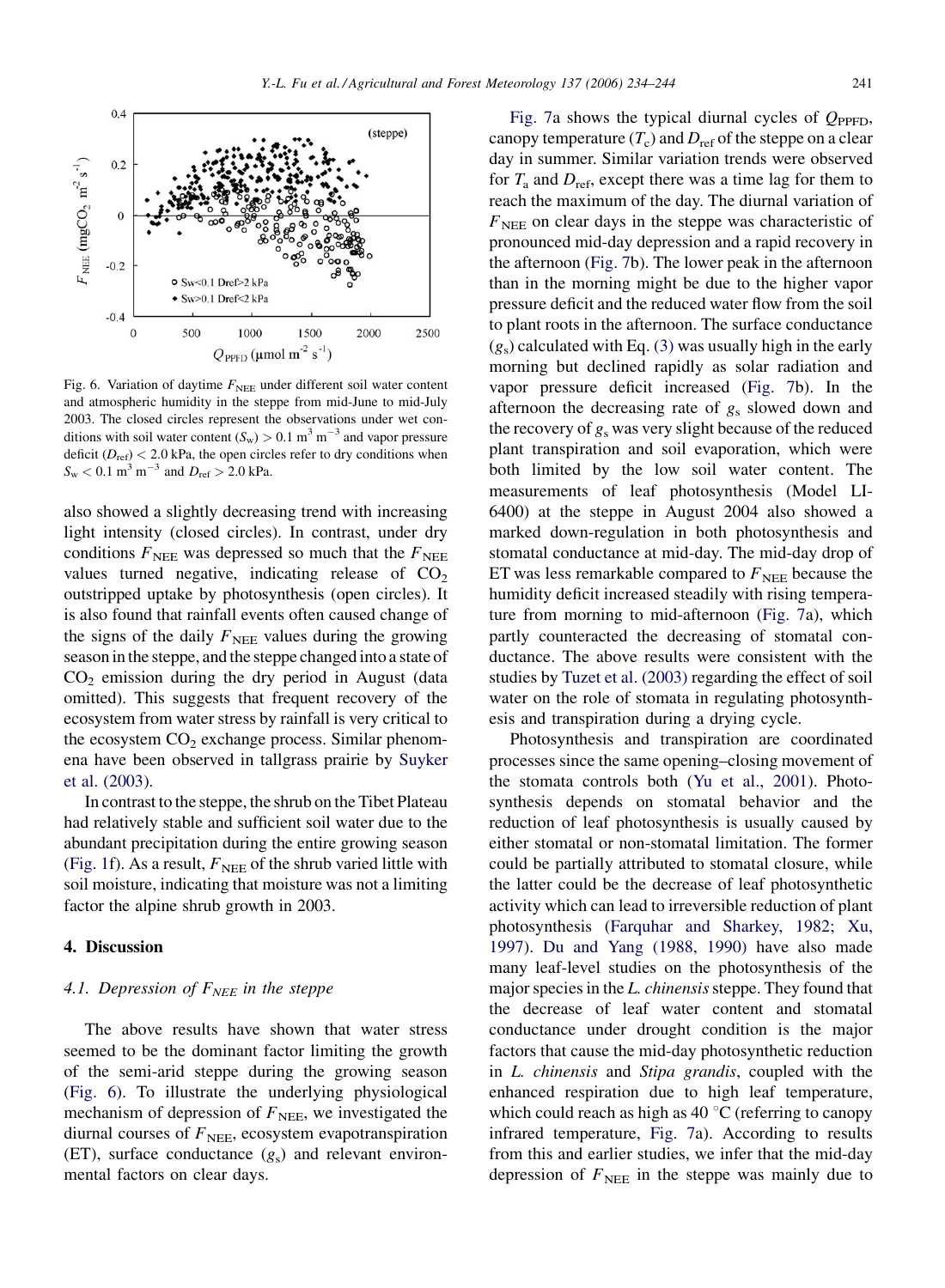Fig. 6. Variation of daytime $F_{NEE}$ under different soil water content and atmospheric humidity in the steppe from mid-June to mid-July 2003. The closed circles represent the observations under wet conditions with soil water content ($S_w$) > 0.1 $m^3 m^{-3}$ and vapor pressure deficit ($D_{ref}$) < 2.0 kPa, the open circles refer to dry conditions when $S_w$ < 0.1 $m^3 m^{-3}$ and $D_{ref}$ > 2.0 kPa.

also showed a slightly decreasing trend with increasing light intensity (closed circles). In contrast, under dry conditions $F_{NEE}$ was depressed so much that the $F_{NEE}$ values turned negative, indicating release of $CO_2$ outstripped uptake by photosynthesis (open circles). It is also found that rainfall events often caused change of the signs of the daily $F_{NEE}$ values during the growing season in the steppe, and the steppe changed into a state of $CO_2$ emission during the dry period in August (data omitted). This suggests that frequent recovery of the ecosystem from water stress by rainfall is very critical to the ecosystem $CO_2$ exchange process. Similar phenomena have been observed in tallgrass prairie by Suyker et al. (2003).

In contrast to the steppe, the shrub on the Tibet Plateau had relatively stable and sufficient soil water due to the abundant precipitation during the entire growing season (Fig. 1f). As a result, $F_{NEE}$ of the shrub varied little with soil moisture, indicating that moisture was not a limiting factor the alpine shrub growth in 2003.

## 4. Discussion

### 4.1. Depression of $F_{NEE}$ in the steppe

The above results have shown that water stress seemed to be the dominant factor limiting the growth of the semi-arid steppe during the growing season (Fig. 6). To illustrate the underlying physiological mechanism of depression of $F_{NEE}$, we investigated the diurnal courses of $F_{NEE}$, ecosystem evapotranspiration (ET), surface conductance ($g_s$) and relevant environmental factors on clear days.

Fig. 7a shows the typical diurnal cycles of $Q_{PPFD}$, canopy temperature ($T_c$) and $D_{ref}$ of the steppe on a clear day in summer. Similar variation trends were observed for $T_a$ and $D_{ref}$, except there was a time lag for them to reach the maximum of the day. The diurnal variation of $F_{NEE}$ on clear days in the steppe was characteristic of pronounced mid-day depression and a rapid recovery in the afternoon (Fig. 7b). The lower peak in the afternoon than in the morning might be due to the higher vapor pressure deficit and the reduced water flow from the soil to plant roots in the afternoon. The surface conductance ($g_s$) calculated with Eq. (3) was usually high in the early morning but declined rapidly as solar radiation and vapor pressure deficit increased (Fig. 7b). In the afternoon the decreasing rate of $g_s$ slowed down and the recovery of $g_s$ was very slight because of the reduced plant transpiration and soil evaporation, which were both limited by the low soil water content. The measurements of leaf photosynthesis (Model LI-6400) at the steppe in August 2004 also showed a marked down-regulation in both photosynthesis and stomatal conductance at mid-day. The mid-day drop of ET was less remarkable compared to $F_{NEE}$ because the humidity deficit increased steadily with rising temperature from morning to mid-afternoon (Fig. 7a), which partly counteracted the decreasing of stomatal conductance. The above results were consistent with the studies by Tuzet et al. (2003) regarding the effect of soil water on the role of stomata in regulating photosynthesis and transpiration during a drying cycle.

Photosynthesis and transpiration are coordinated processes since the same opening–closing movement of the stomata controls both (Yu et al., 2001). Photosynthesis depends on stomatal behavior and the reduction of leaf photosynthesis is usually caused by either stomatal or non-stomatal limitation. The former could be partially attributed to stomatal closure, while the latter could be the decrease of leaf photosynthetic activity which can lead to irreversible reduction of plant photosynthesis (Farquhar and Sharkey, 1982; Xu, 1997). Du and Yang (1988, 1990) have also made many leaf-level studies on the photosynthesis of the major species in the *L. chinensis* steppe. They found that the decrease of leaf water content and stomatal conductance under drought condition is the major factors that cause the mid-day photosynthetic reduction in *L. chinensis* and *Stipa grandis*, coupled with the enhanced respiration due to high leaf temperature, which could reach as high as 40 °C (referring to canopy infrared temperature, Fig. 7a). According to results from this and earlier studies, we infer that the mid-day depression of $F_{NEE}$ in the steppe was mainly due to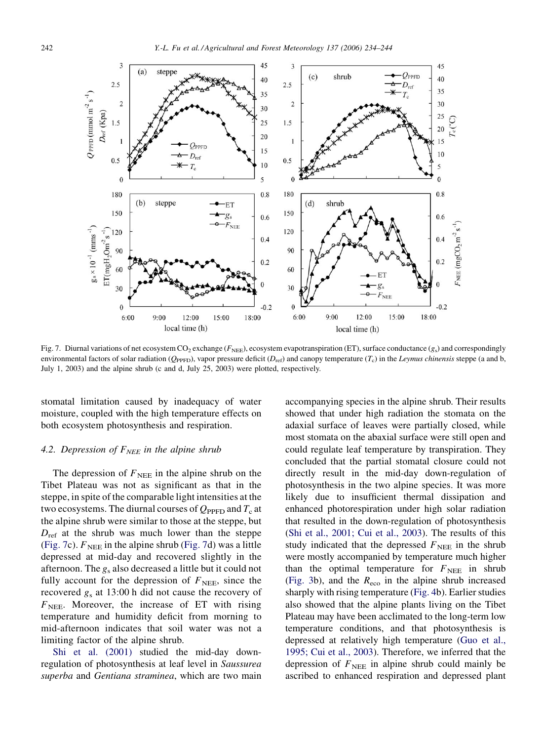Fig. 7. Diurnal variations of net ecosystem $CO_2$ exchange ($F_{NEE}$), ecosystem evapotranspiration (ET), surface conductance ($g_s$) and correspondingly environmental factors of solar radiation ($Q_{PPFD}$), vapor pressure deficit ($D_{ref}$) and canopy temperature ($T_c$) in the *Leymus chinensis* steppe (a and b, July 1, 2003) and the alpine shrub (c and d, July 25, 2003) were plotted, respectively.

stomatal limitation caused by inadequacy of water moisture, coupled with the high temperature effects on both ecosystem photosynthesis and respiration.

### 4.2. Depression of $F_{NEE}$ in the alpine shrub

The depression of $F_{NEE}$ in the alpine shrub on the Tibet Plateau was not as significant as that in the steppe, in spite of the comparable light intensities at the two ecosystems. The diurnal courses of $Q_{PPFD}$ and $T_c$ at the alpine shrub were similar to those at the steppe, but $D_{ref}$ at the shrub was much lower than the steppe (Fig. 7c). $F_{NEE}$ in the alpine shrub (Fig. 7d) was a little depressed at mid-day and recovered slightly in the afternoon. The $g_s$ also decreased a little but it could not fully account for the depression of $F_{NEE}$, since the recovered $g_s$ at 13:00 h did not cause the recovery of $F_{NEE}$. Moreover, the increase of ET with rising temperature and humidity deficit from morning to mid-afternoon indicates that soil water was not a limiting factor of the alpine shrub.

Shi et al. (2001) studied the mid-day down-regulation of photosynthesis at leaf level in *Saussurea superba* and *Gentiana straminea*, which are two main accompanying species in the alpine shrub. Their results showed that under high radiation the stomata on the adaxial surface of leaves were partially closed, while most stomata on the abaxial surface were still open and could regulate leaf temperature by transpiration. They concluded that the partial stomatal closure could not directly result in the mid-day down-regulation of photosynthesis in the two alpine species. It was more likely due to insufficient thermal dissipation and enhanced photorespiration under high solar radiation that resulted in the down-regulation of photosynthesis (Shi et al., 2001; Cui et al., 2003). The results of this study indicated that the depressed $F_{NEE}$ in the shrub were mostly accompanied by temperature much higher than the optimal temperature for $F_{NEE}$ in shrub (Fig. 3b), and the $R_{eco}$ in the alpine shrub increased sharply with rising temperature (Fig. 4b). Earlier studies also showed that the alpine plants living on the Tibet Plateau may have been acclimated to the long-term low temperature conditions, and that photosynthesis is depressed at relatively high temperature (Guo et al., 1995; Cui et al., 2003). Therefore, we inferred that the depression of $F_{NEE}$ in alpine shrub could mainly be ascribed to enhanced respiration and depressed plant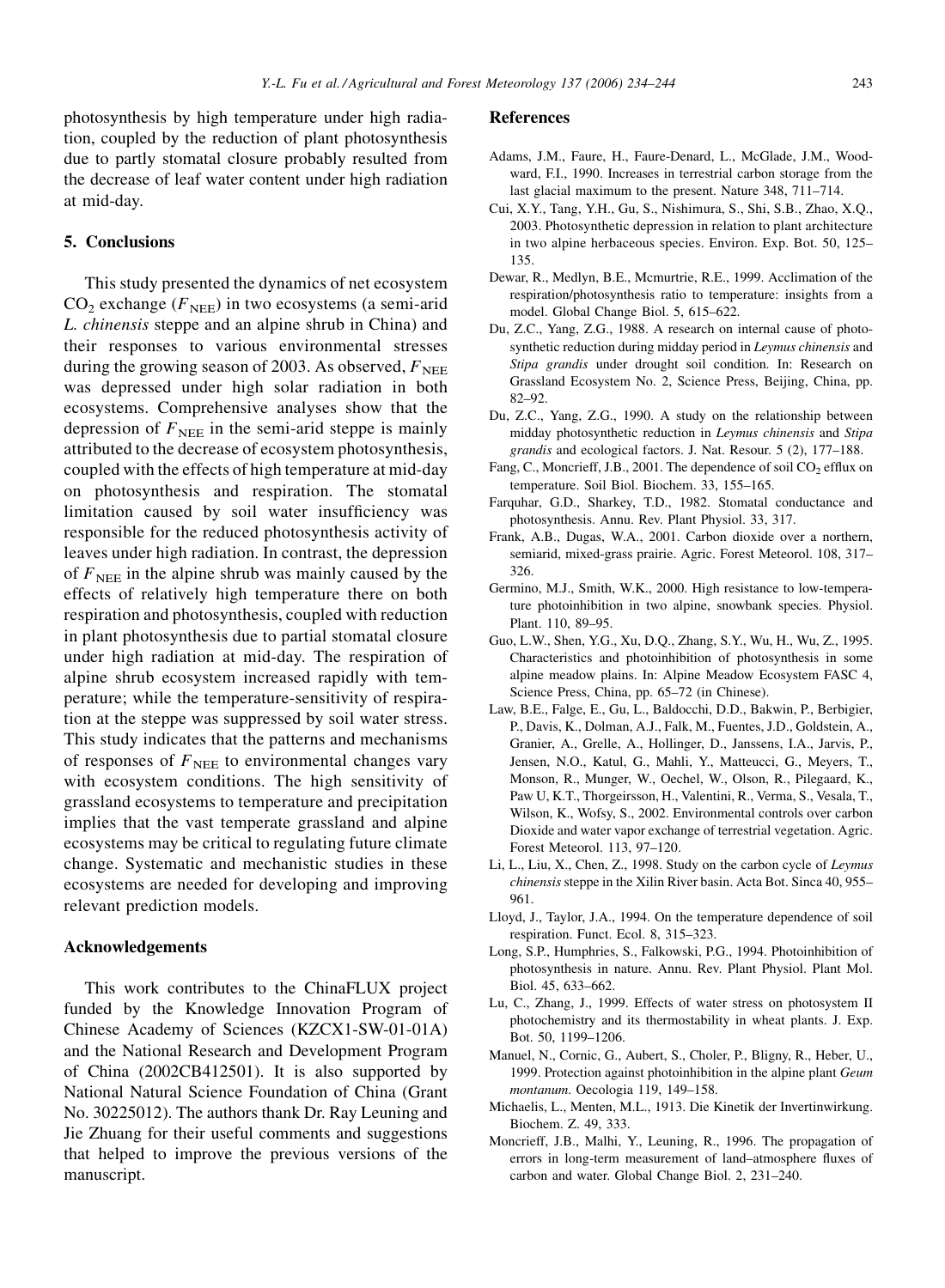photosynthesis by high temperature under high radiation, coupled by the reduction of plant photosynthesis due to partly stomatal closure probably resulted from the decrease of leaf water content under high radiation at mid-day.

## 5. Conclusions

This study presented the dynamics of net ecosystem $CO_2$ exchange ($F_{NEE}$) in two ecosystems (a semi-arid *L. chinensis* steppe and an alpine shrub in China) and their responses to various environmental stresses during the growing season of 2003. As observed, $F_{NEE}$ was depressed under high solar radiation in both ecosystems. Comprehensive analyses show that the depression of $F_{NEE}$ in the semi-arid steppe is mainly attributed to the decrease of ecosystem photosynthesis, coupled with the effects of high temperature at mid-day on photosynthesis and respiration. The stomatal limitation caused by soil water insufficiency was responsible for the reduced photosynthesis activity of leaves under high radiation. In contrast, the depression of $F_{NEE}$ in the alpine shrub was mainly caused by the effects of relatively high temperature there on both respiration and photosynthesis, coupled with reduction in plant photosynthesis due to partial stomatal closure under high radiation at mid-day. The respiration of alpine shrub ecosystem increased rapidly with temperature; while the temperature-sensitivity of respiration at the steppe was suppressed by soil water stress. This study indicates that the patterns and mechanisms of responses of $F_{NEE}$ to environmental changes vary with ecosystem conditions. The high sensitivity of grassland ecosystems to temperature and precipitation implies that the vast temperate grassland and alpine ecosystems may be critical to regulating future climate change. Systematic and mechanistic studies in these ecosystems are needed for developing and improving relevant prediction models.

## Acknowledgements

This work contributes to the ChinaFLUX project funded by the Knowledge Innovation Program of Chinese Academy of Sciences (KZCX1-SW-01-01A) and the National Research and Development Program of China (2002CB412501). It is also supported by National Natural Science Foundation of China (Grant No. 30225012). The authors thank Dr. Ray Leuning and Jie Zhuang for their useful comments and suggestions that helped to improve the previous versions of the manuscript.

## References

Adams, J.M., Faure, H., Faure-Denard, L., McGlade, J.M., Woodward, F.I., 1990. Increases in terrestrial carbon storage from the last glacial maximum to the present. Nature 348, 711–714.

Cui, X.Y., Tang, Y.H., Gu, S., Nishimura, S., Shi, S.B., Zhao, X.Q., 2003. Photosynthetic depression in relation to plant architecture in two alpine herbaceous species. Environ. Exp. Bot. 50, 125–135.

Dewar, R., Medlyn, B.E., Mcmurtrie, R.E., 1999. Acclimation of the respiration/photosynthesis ratio to temperature: insights from a model. Global Change Biol. 5, 615–622.

Du, Z.C., Yang, Z.G., 1988. A research on internal cause of photosynthetic reduction during midday period in *Leymus chinensis* and *Stipa grandis* under drought soil condition. In: Research on Grassland Ecosystem No. 2, Science Press, Beijing, China, pp. 82–92.

Du, Z.C., Yang, Z.G., 1990. A study on the relationship between midday photosynthetic reduction in *Leymus chinensis* and *Stipa grandis* and ecological factors. J. Nat. Resour. 5 (2), 177–188.

Fang, C., Moncrieff, J.B., 2001. The dependence of soil $CO_2$ efflux on temperature. Soil Biol. Biochem. 33, 155–165.

Farquhar, G.D., Sharkey, T.D., 1982. Stomatal conductance and photosynthesis. Annu. Rev. Plant Physiol. 33, 317.

Frank, A.B., Dugas, W.A., 2001. Carbon dioxide over a northern, semiarid, mixed-grass prairie. Agric. Forest Meteorol. 108, 317–326.

Germino, M.J., Smith, W.K., 2000. High resistance to low-temperature photoinhibition in two alpine, snowbank species. Physiol. Plant. 110, 89–95.

Guo, L.W., Shen, Y.G., Xu, D.Q., Zhang, S.Y., Wu, H., Wu, Z., 1995. Characteristics and photoinhibition of photosynthesis in some alpine meadow plains. In: Alpine Meadow Ecosystem FASC 4, Science Press, China, pp. 65–72 (in Chinese).

Law, B.E., Falge, E., Gu, L., Baldocchi, D.D., Bakwin, P., Berbigier, P., Davis, K., Dolman, A.J., Falk, M., Fuentes, J.D., Goldstein, A., Granier, A., Grelle, A., Hollinger, D., Janssens, I.A., Jarvis, P., Jensen, N.O., Katul, G., Mahli, Y., Matteucci, G., Meyers, T., Monson, R., Munger, W., Oechel, W., Olson, R., Pilegaard, K., Paw U, K.T., Thorgeirsson, H., Valentini, R., Verma, S., Vesala, T., Wilson, K., Wofsy, S., 2002. Environmental controls over carbon Dioxide and water vapor exchange of terrestrial vegetation. Agric. Forest Meteorol. 113, 97–120.

Li, L., Liu, X., Chen, Z., 1998. Study on the carbon cycle of *Leymus chinensis* steppe in the Xilin River basin. Acta Bot. Sinca 40, 955–961.

Lloyd, J., Taylor, J.A., 1994. On the temperature dependence of soil respiration. Funct. Ecol. 8, 315–323.

Long, S.P., Humphries, S., Falkowski, P.G., 1994. Photoinhibition of photosynthesis in nature. Annu. Rev. Plant Physiol. Plant Mol. Biol. 45, 633–662.

Lu, C., Zhang, J., 1999. Effects of water stress on photosystem II photochemistry and its thermostability in wheat plants. J. Exp. Bot. 50, 1199–1206.

Manuel, N., Cornic, G., Aubert, S., Choler, P., Bligny, R., Heber, U., 1999. Protection against photoinhibition in the alpine plant *Geum montanum*. Oecologia 119, 149–158.

Michaelis, L., Menten, M.L., 1913. Die Kinetik der Invertinwirkung. Biochem. Z. 49, 333.

Moncrieff, J.B., Malhi, Y., Leuning, R., 1996. The propagation of errors in long-term measurement of land–atmosphere fluxes of carbon and water. Global Change Biol. 2, 231–240.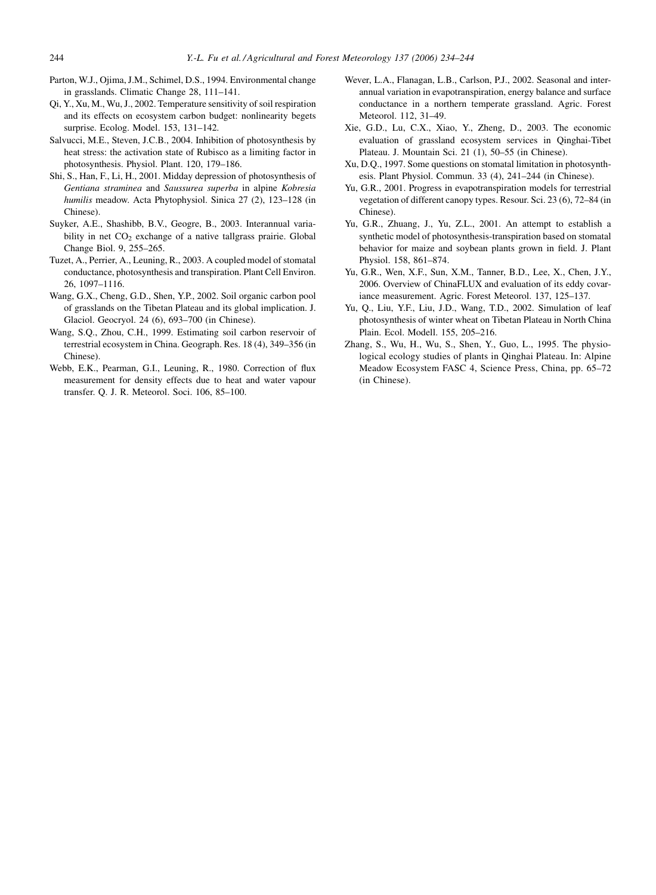Parton, W.J., Ojima, J.M., Schimel, D.S., 1994. Environmental change in grasslands. Climatic Change 28, 111–141.

Qi, Y., Xu, M., Wu, J., 2002. Temperature sensitivity of soil respiration and its effects on ecosystem carbon budget: nonlinearity begets surprise. Ecolog. Model. 153, 131–142.

Salvucci, M.E., Steven, J.C.B., 2004. Inhibition of photosynthesis by heat stress: the activation state of Rubisco as a limiting factor in photosynthesis. Physiol. Plant. 120, 179–186.

Shi, S., Han, F., Li, H., 2001. Midday depression of photosynthesis of *Gentiana straminea* and *Saussurea superba* in alpine *Kobresia humilis* meadow. Acta Phytophysiol. Sinica 27 (2), 123–128 (in Chinese).

Suyker, A.E., Shashibb, B.V., Geogre, B., 2003. Interannual variability in net $CO_2$ exchange of a native tallgrass prairie. Global Change Biol. 9, 255–265.

Tuzet, A., Perrier, A., Leuning, R., 2003. A coupled model of stomatal conductance, photosynthesis and transpiration. Plant Cell Environ. 26, 1097–1116.

Wang, G.X., Cheng, G.D., Shen, Y.P., 2002. Soil organic carbon pool of grasslands on the Tibetan Plateau and its global implication. J. Glaciol. Geocryol. 24 (6), 693–700 (in Chinese).

Wang, S.Q., Zhou, C.H., 1999. Estimating soil carbon reservoir of terrestrial ecosystem in China. Geograph. Res. 18 (4), 349–356 (in Chinese).

Webb, E.K., Pearman, G.I., Leuning, R., 1980. Correction of flux measurement for density effects due to heat and water vapour transfer. Q. J. R. Meteorol. Soci. 106, 85–100.

Wever, L.A., Flanagan, L.B., Carlson, P.J., 2002. Seasonal and interannual variation in evapotranspiration, energy balance and surface conductance in a northern temperate grassland. Agric. Forest Meteorol. 112, 31–49.

Xie, G.D., Lu, C.X., Xiao, Y., Zheng, D., 2003. The economic evaluation of grassland ecosystem services in Qinghai-Tibet Plateau. J. Mountain Sci. 21 (1), 50–55 (in Chinese).

Xu, D.Q., 1997. Some questions on stomatal limitation in photosynthesis. Plant Physiol. Commun. 33 (4), 241–244 (in Chinese).

Yu, G.R., 2001. Progress in evapotranspiration models for terrestrial vegetation of different canopy types. Resour. Sci. 23 (6), 72–84 (in Chinese).

Yu, G.R., Zhuang, J., Yu, Z.L., 2001. An attempt to establish a synthetic model of photosynthesis-transpiration based on stomatal behavior for maize and soybean plants grown in field. J. Plant Physiol. 158, 861–874.

Yu, G.R., Wen, X.F., Sun, X.M., Tanner, B.D., Lee, X., Chen, J.Y., 2006. Overview of ChinaFLUX and evaluation of its eddy covariance measurement. Agric. Forest Meteorol. 137, 125–137.

Yu, Q., Liu, Y.F., Liu, J.D., Wang, T.D., 2002. Simulation of leaf photosynthesis of winter wheat on Tibetan Plateau in North China Plain. Ecol. Modell. 155, 205–216.

Zhang, S., Wu, H., Wu, S., Shen, Y., Guo, L., 1995. The physiological ecology studies of plants in Qinghai Plateau. In: Alpine Meadow Ecosystem FASC 4, Science Press, China, pp. 65–72 (in Chinese).